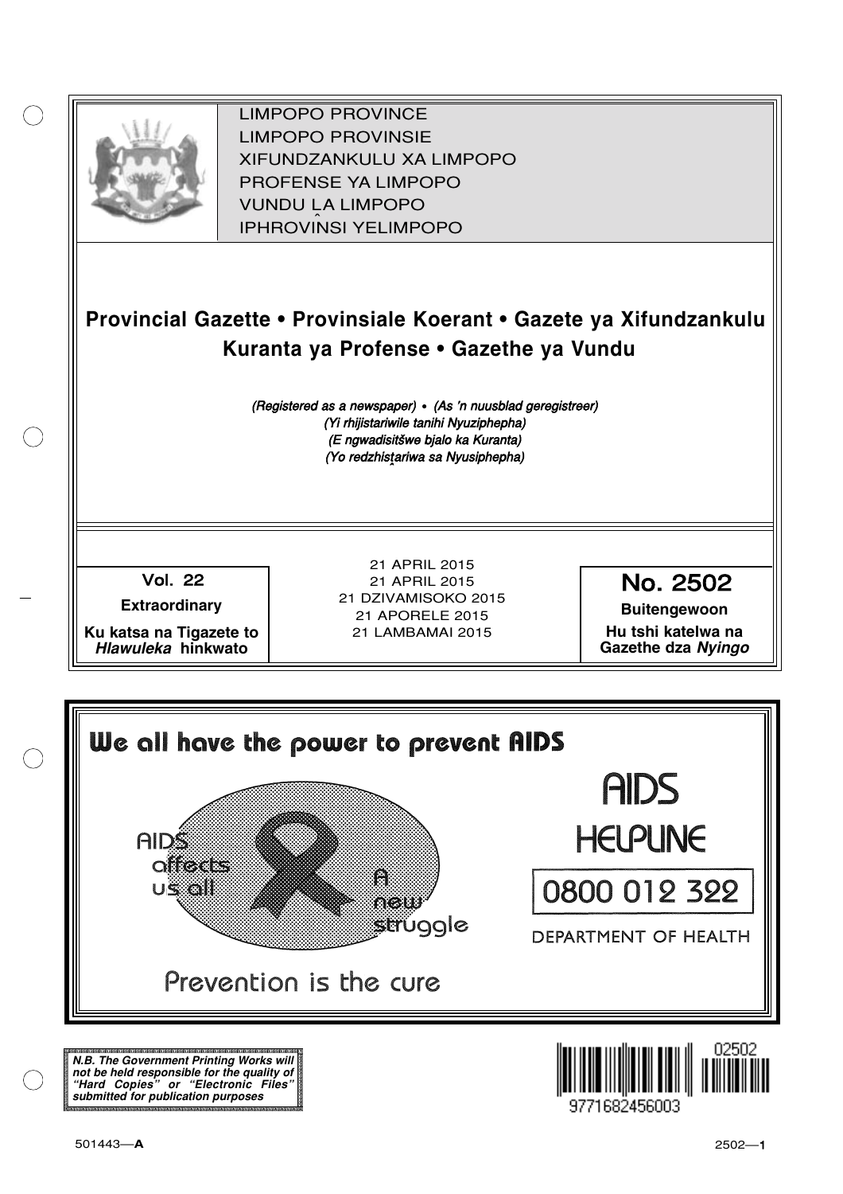LIMPOPO PROVINCE
LIMPOPO PROVINSIE
XIFUNDZANKULU XA LIMPOPO
PROFENSE YA LIMPOPO
VUNDU LA LIMPOPO
IPHROVINSI YELIMPOPO

# Provincial Gazette • Provinsiale Koerant • Gazete ya Xifundzankulu Kuranta ya Profense • Gazethe ya Vundu

*(Registered as a newspaper) • (As 'n nuusblad geregistreer)*
*(Yi rhijistariwile tanihi Nyuziphepha)*
*(E ngwadisitšwe bjalo ka Kuranta)*
*(Yo redzhistariwa sa Nyusiphepha)*

| Vol. 22 | 21 APRIL 2015 | No. 2502 |
|---|---|---|
| **Extraordinary** | 21 APRIL 2015 | **Buitengewoon** |
| **Ku katsa na Tigazete to *Hlawuleka* hinkwato** | 21 DZIVAMISOKO 2015 | **Hu tshi katelwa na Gazethe dza *Nyingo*** |
| | 21 APORELE 2015 | |
| | 21 LAMBAMAI 2015 | |

**We all have the power to prevent AIDS**

AIDS affects us all

A new struggle

AIDS HELPLINE

0800 012 322

DEPARTMENT OF HEALTH

Prevention is the cure

***N.B. The Government Printing Works will not be held responsible for the quality of "Hard Copies" or "Electronic Files" submitted for publication purposes***

02502

9771682456003

501443—**A**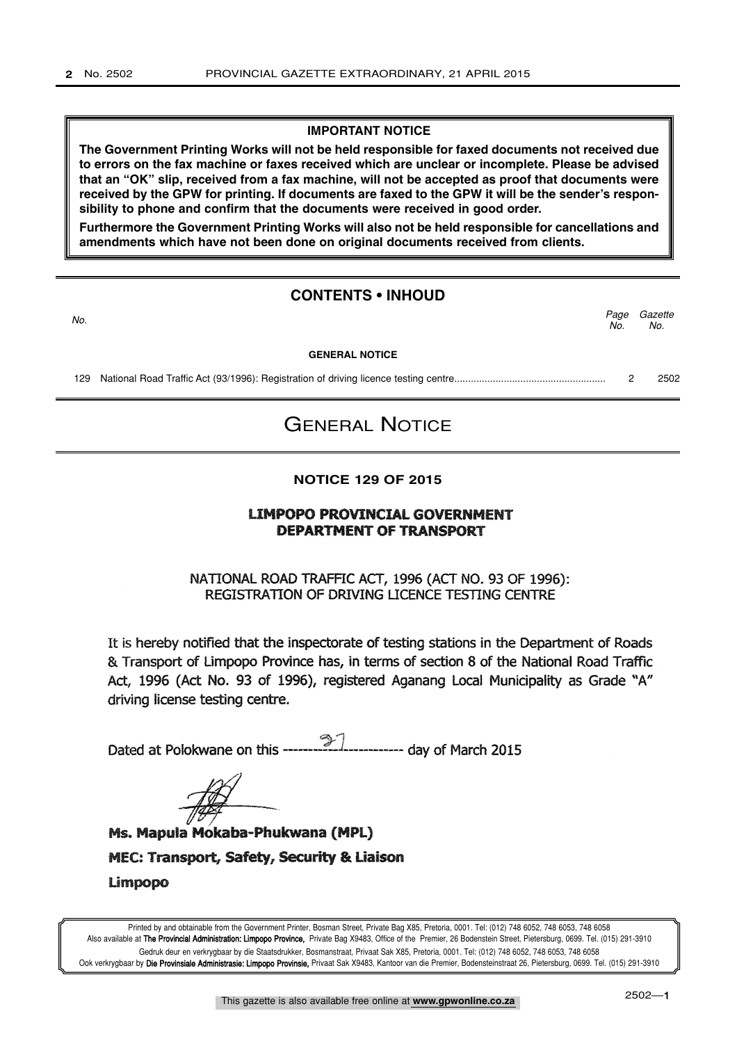**IMPORTANT NOTICE**

**The Government Printing Works will not be held responsible for faxed documents not received due to errors on the fax machine or faxes received which are unclear or incomplete. Please be advised that an "OK" slip, received from a fax machine, will not be accepted as proof that documents were received by the GPW for printing. If documents are faxed to the GPW it will be the sender's responsibility to phone and confirm that the documents were received in good order.**

**Furthermore the Government Printing Works will also not be held responsible for cancellations and amendments which have not been done on original documents received from clients.**

## CONTENTS • INHOUD

| No. | | Page No. | Gazette No. |
|---|---|---|---|
| | **GENERAL NOTICE** | | |
| 129 | National Road Traffic Act (93/1996): Registration of driving licence testing centre | 2 | 2502 |

# General Notice

**NOTICE 129 OF 2015**

**LIMPOPO PROVINCIAL GOVERNMENT**
**DEPARTMENT OF TRANSPORT**

NATIONAL ROAD TRAFFIC ACT, 1996 (ACT NO. 93 OF 1996):
REGISTRATION OF DRIVING LICENCE TESTING CENTRE

It is hereby notified that the inspectorate of testing stations in the Department of Roads & Transport of Limpopo Province has, in terms of section 8 of the National Road Traffic Act, 1996 (Act No. 93 of 1996), registered Aganang Local Municipality as Grade "A" driving license testing centre.

Dated at Polokwane on this 27 day of March 2015

**Ms. Mapula Mokaba-Phukwana (MPL)**
**MEC: Transport, Safety, Security & Liaison**
**Limpopo**

Printed by and obtainable from the Government Printer, Bosman Street, Private Bag X85, Pretoria, 0001. Tel: (012) 748 6052, 748 6053, 748 6058
Also available at **The Provincial Administration: Limpopo Province,** Private Bag X9483, Office of the Premier, 26 Bodenstein Street, Pietersburg, 0699. Tel. (015) 291-3910
Gedruk deur en verkrygbaar by die Staatsdrukker, Bosmanstraat, Privaat Sak X85, Pretoria, 0001. Tel: (012) 748 6052, 748 6053, 748 6058
Ook verkrygbaar by **Die Provinsiale Administrasie: Limpopo Provinsie,** Privaat Sak X9483, Kantoor van die Premier, Bodensteinstraat 26, Pietersburg, 0699. Tel. (015) 291-3910